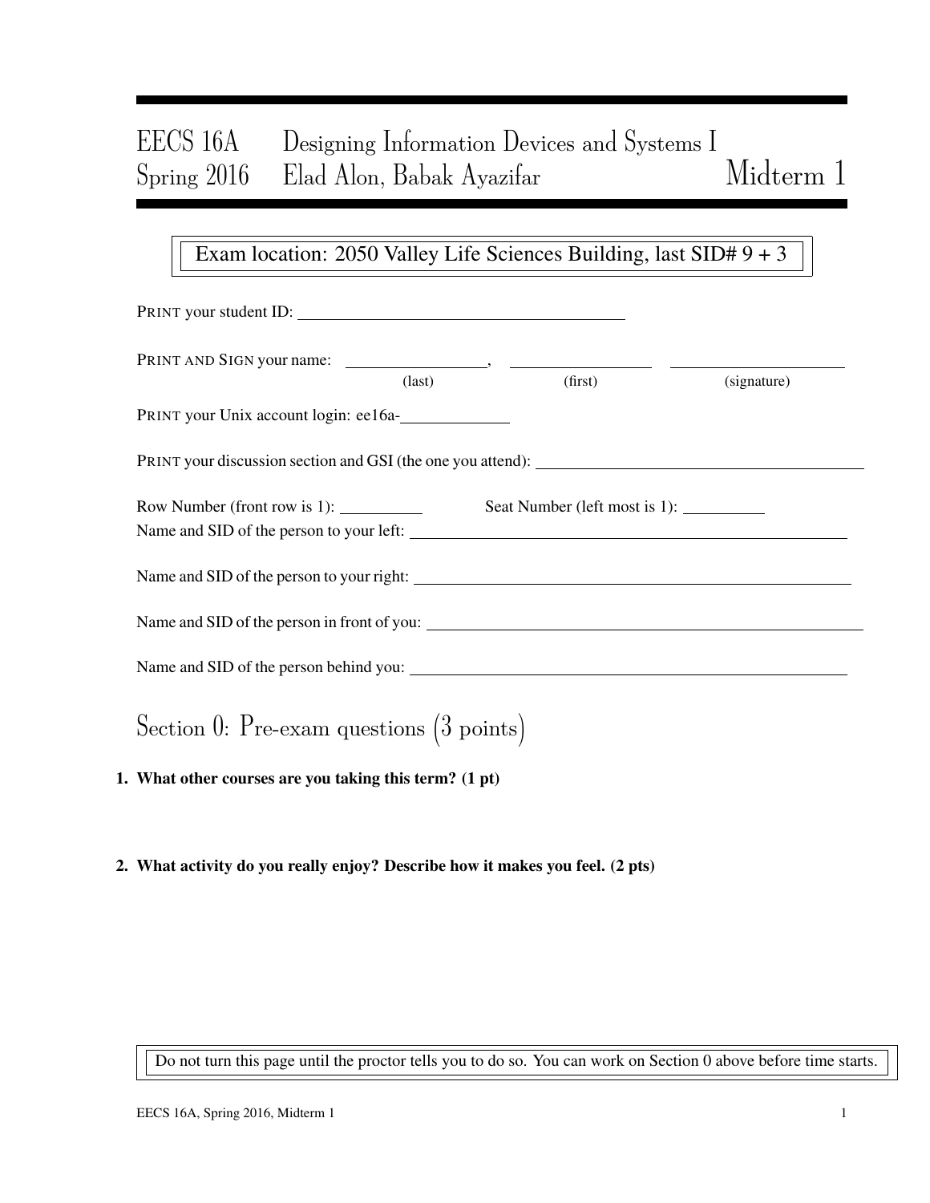# EECS 16A Designing Information Devices and Systems I
# Spring 2016 Elad Alon, Babak Ayazifar Midterm 1

Exam location: 2050 Valley Life Sciences Building, last SID# 9 + 3

PRINT your student ID: \_\_\_\_\_\_\_\_\_\_\_\_\_\_\_\_\_\_\_\_\_\_\_\_\_\_\_\_\_\_

PRINT AND SIGN your name: \_\_\_\_\_\_\_\_\_\_\_\_\_\_, \_\_\_\_\_\_\_\_\_\_\_\_\_\_ \_\_\_\_\_\_\_\_\_\_\_\_\_\_\_\_
(last) (first) (signature)

PRINT your Unix account login: ee16a-\_\_\_\_\_\_\_\_\_\_

PRINT your discussion section and GSI (the one you attend): \_\_\_\_\_\_\_\_\_\_\_\_\_\_\_\_\_\_\_\_\_\_\_\_\_\_\_\_\_\_

Row Number (front row is 1): \_\_\_\_\_\_\_\_ Seat Number (left most is 1): \_\_\_\_\_\_\_\_

Name and SID of the person to your left: \_\_\_\_\_\_\_\_\_\_\_\_\_\_\_\_\_\_\_\_\_\_\_\_\_\_\_\_\_\_

Name and SID of the person to your right: \_\_\_\_\_\_\_\_\_\_\_\_\_\_\_\_\_\_\_\_\_\_\_\_\_\_\_\_\_\_

Name and SID of the person in front of you: \_\_\_\_\_\_\_\_\_\_\_\_\_\_\_\_\_\_\_\_\_\_\_\_\_\_\_\_\_\_

Name and SID of the person behind you: \_\_\_\_\_\_\_\_\_\_\_\_\_\_\_\_\_\_\_\_\_\_\_\_\_\_\_\_\_\_

## Section 0: Pre-exam questions (3 points)

**1. What other courses are you taking this term? (1 pt)**

**2. What activity do you really enjoy? Describe how it makes you feel. (2 pts)**

Do not turn this page until the proctor tells you to do so. You can work on Section 0 above before time starts.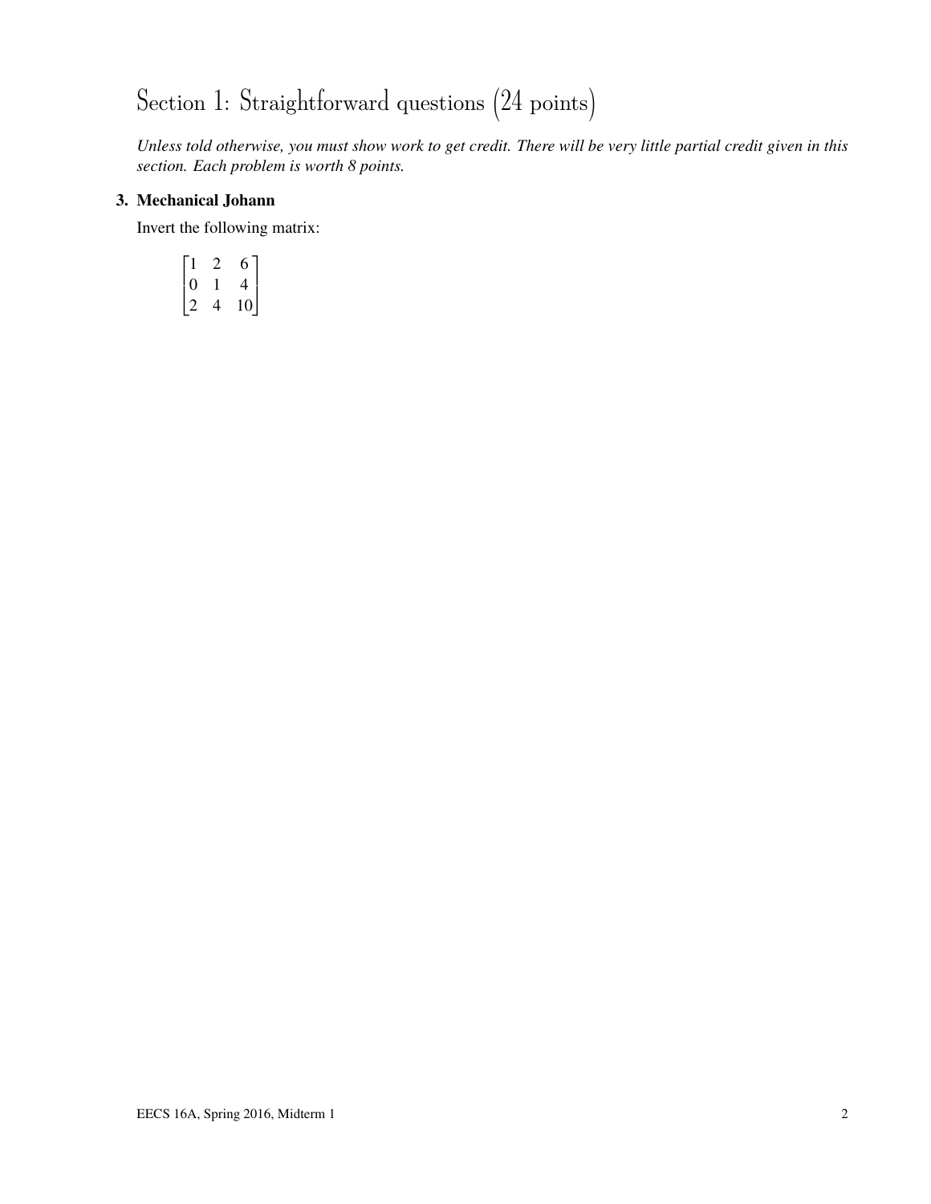# Section 1: Straightforward questions (24 points)

*Unless told otherwise, you must show work to get credit. There will be very little partial credit given in this section. Each problem is worth 8 points.*

**3. Mechanical Johann**

Invert the following matrix:

$$\begin{bmatrix} 1 & 2 & 6 \\ 0 & 1 & 4 \\ 2 & 4 & 10 \end{bmatrix}$$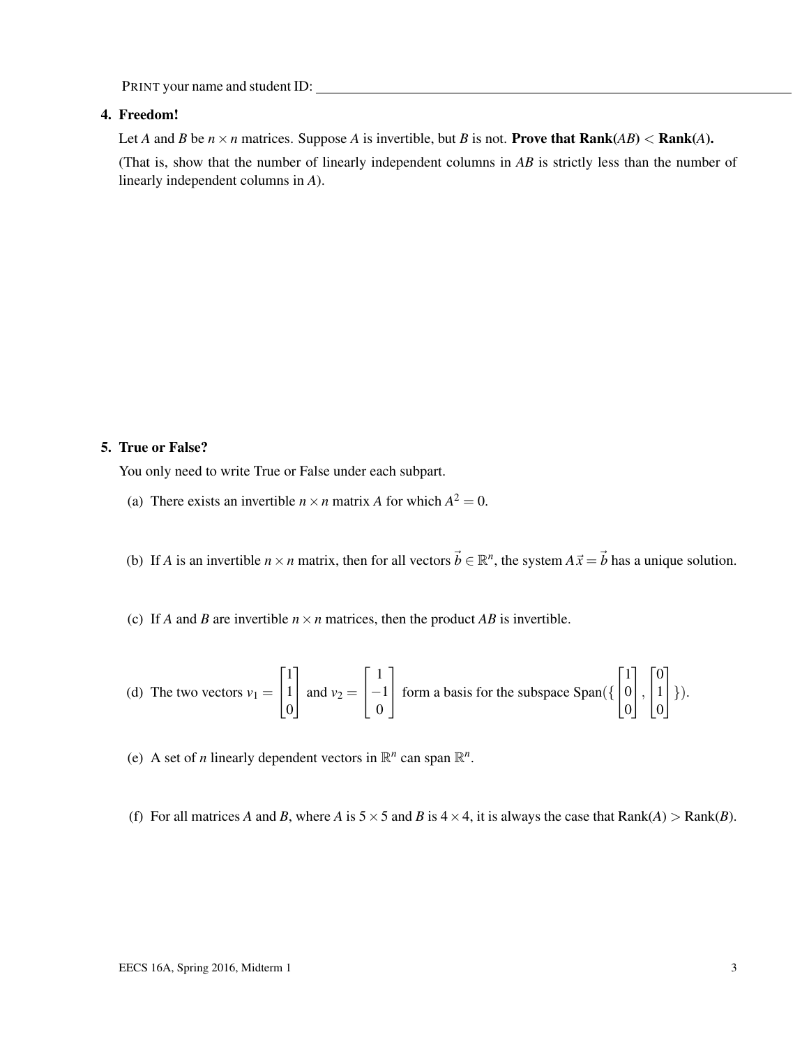PRINT your name and student ID: ______________________________

**4. Freedom!**

Let $A$ and $B$ be $n \times n$ matrices. Suppose $A$ is invertible, but $B$ is not. **Prove that Rank($AB$) < Rank($A$).**

(That is, show that the number of linearly independent columns in $AB$ is strictly less than the number of linearly independent columns in $A$).

**5. True or False?**

You only need to write True or False under each subpart.

(a) There exists an invertible $n \times n$ matrix $A$ for which $A^2 = 0$.

(b) If $A$ is an invertible $n \times n$ matrix, then for all vectors $\vec{b} \in \mathbb{R}^n$, the system $A\vec{x} = \vec{b}$ has a unique solution.

(c) If $A$ and $B$ are invertible $n \times n$ matrices, then the product $AB$ is invertible.

(d) The two vectors $v_1 = \begin{bmatrix} 1 \\ 1 \\ 0 \end{bmatrix}$ and $v_2 = \begin{bmatrix} 1 \\ -1 \\ 0 \end{bmatrix}$ form a basis for the subspace Span($\{ \begin{bmatrix} 1 \\ 0 \\ 0 \end{bmatrix}, \begin{bmatrix} 0 \\ 1 \\ 0 \end{bmatrix} \}$).

(e) A set of $n$ linearly dependent vectors in $\mathbb{R}^n$ can span $\mathbb{R}^n$.

(f) For all matrices $A$ and $B$, where $A$ is $5 \times 5$ and $B$ is $4 \times 4$, it is always the case that Rank($A$) > Rank($B$).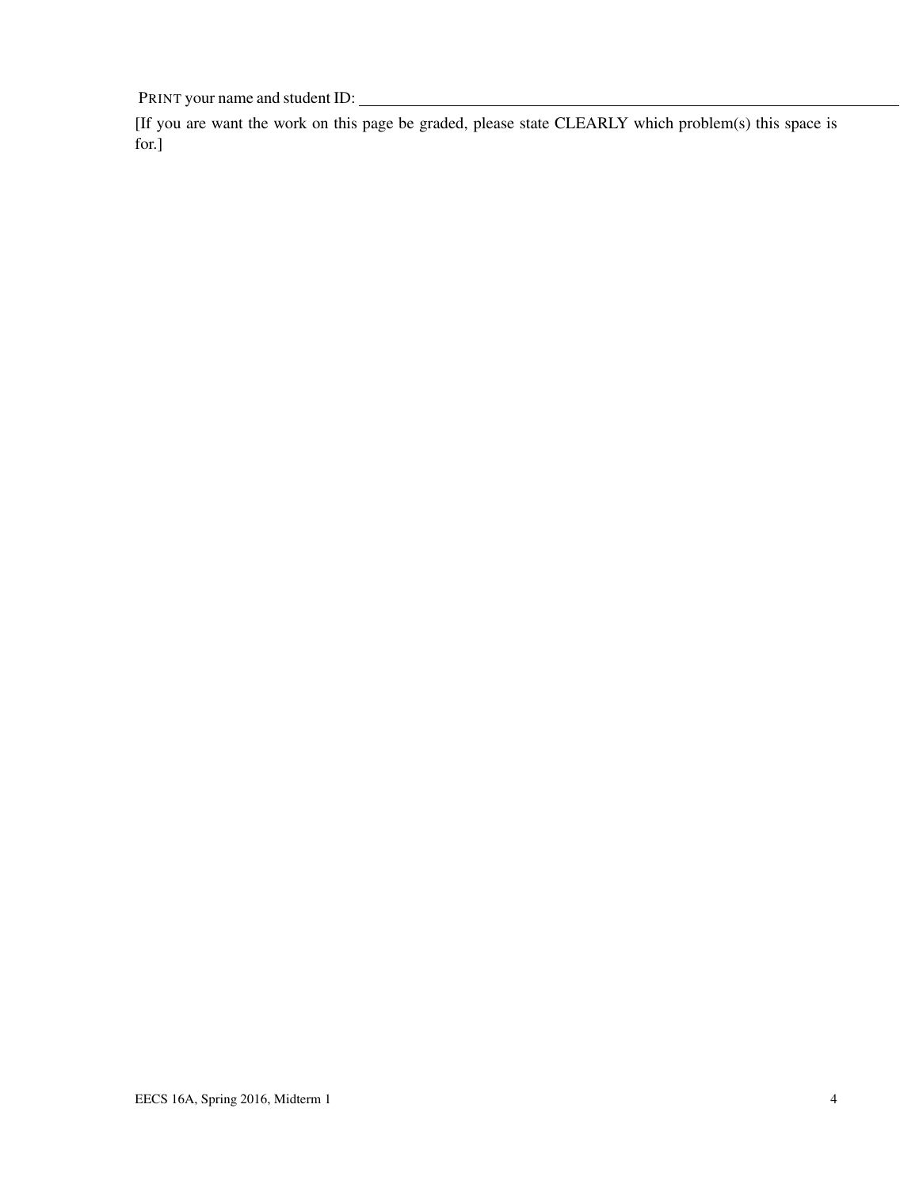PRINT your name and student ID: ____________________________________________

[If you are want the work on this page be graded, please state CLEARLY which problem(s) this space is for.]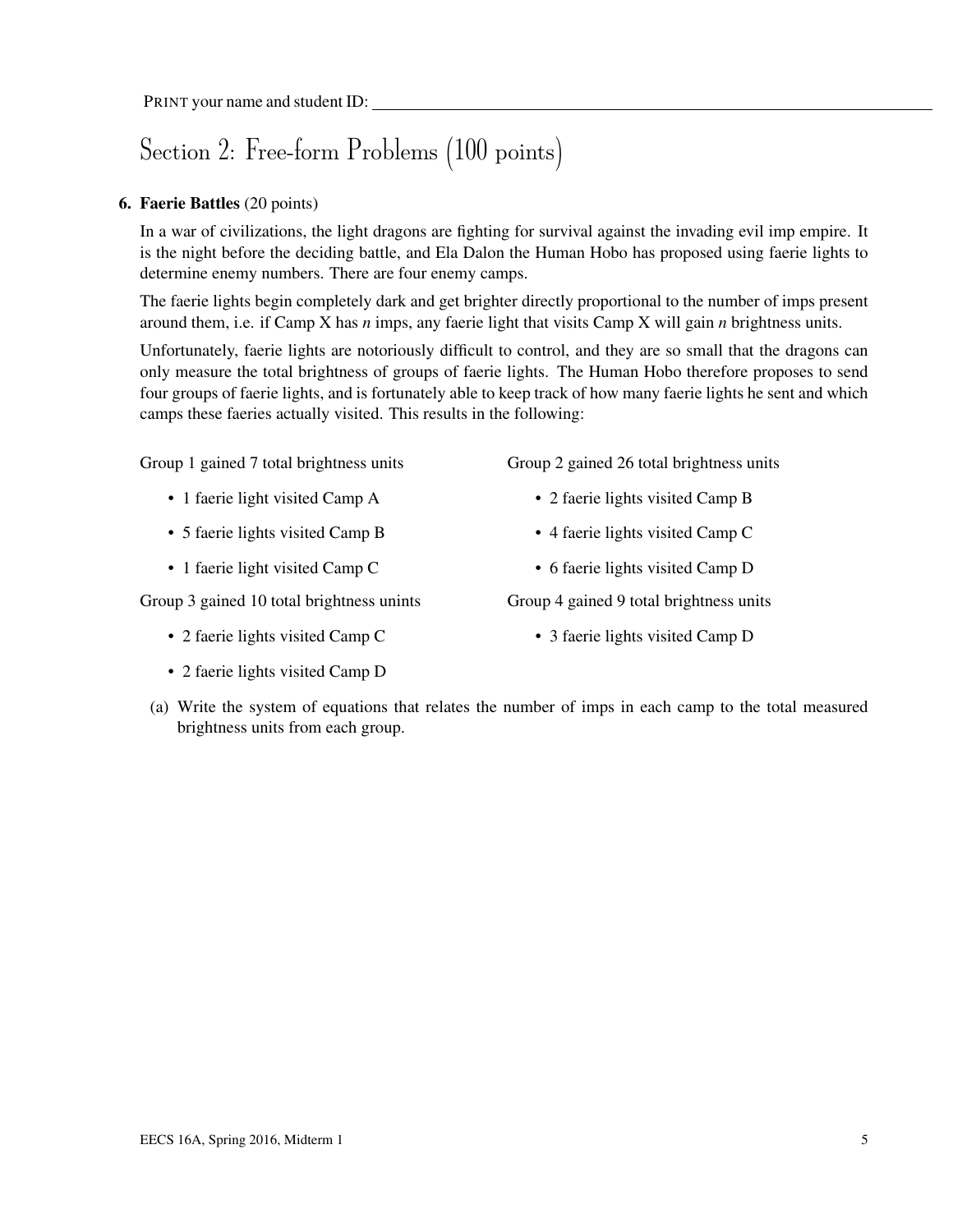PRINT your name and student ID: ____________________

# Section 2: Free-form Problems (100 points)

**6. Faerie Battles** (20 points)

In a war of civilizations, the light dragons are fighting for survival against the invading evil imp empire. It is the night before the deciding battle, and Ela Dalon the Human Hobo has proposed using faerie lights to determine enemy numbers. There are four enemy camps.

The faerie lights begin completely dark and get brighter directly proportional to the number of imps present around them, i.e. if Camp X has $n$ imps, any faerie light that visits Camp X will gain $n$ brightness units.

Unfortunately, faerie lights are notoriously difficult to control, and they are so small that the dragons can only measure the total brightness of groups of faerie lights. The Human Hobo therefore proposes to send four groups of faerie lights, and is fortunately able to keep track of how many faerie lights he sent and which camps these faeries actually visited. This results in the following:

Group 1 gained 7 total brightness units

- 1 faerie light visited Camp A
- 5 faerie lights visited Camp B
- 1 faerie light visited Camp C

Group 2 gained 26 total brightness units

- 2 faerie lights visited Camp B
- 4 faerie lights visited Camp C
- 6 faerie lights visited Camp D

Group 3 gained 10 total brightness unints

- 2 faerie lights visited Camp C
- 2 faerie lights visited Camp D

Group 4 gained 9 total brightness units

- 3 faerie lights visited Camp D

(a) Write the system of equations that relates the number of imps in each camp to the total measured brightness units from each group.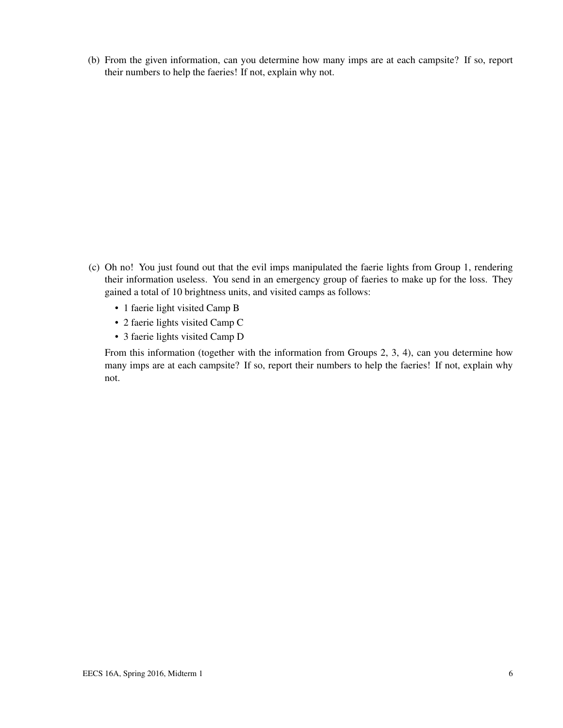(b) From the given information, can you determine how many imps are at each campsite? If so, report their numbers to help the faeries! If not, explain why not.

(c) Oh no! You just found out that the evil imps manipulated the faerie lights from Group 1, rendering their information useless. You send in an emergency group of faeries to make up for the loss. They gained a total of 10 brightness units, and visited camps as follows:

- 1 faerie light visited Camp B
- 2 faerie lights visited Camp C
- 3 faerie lights visited Camp D

From this information (together with the information from Groups 2, 3, 4), can you determine how many imps are at each campsite? If so, report their numbers to help the faeries! If not, explain why not.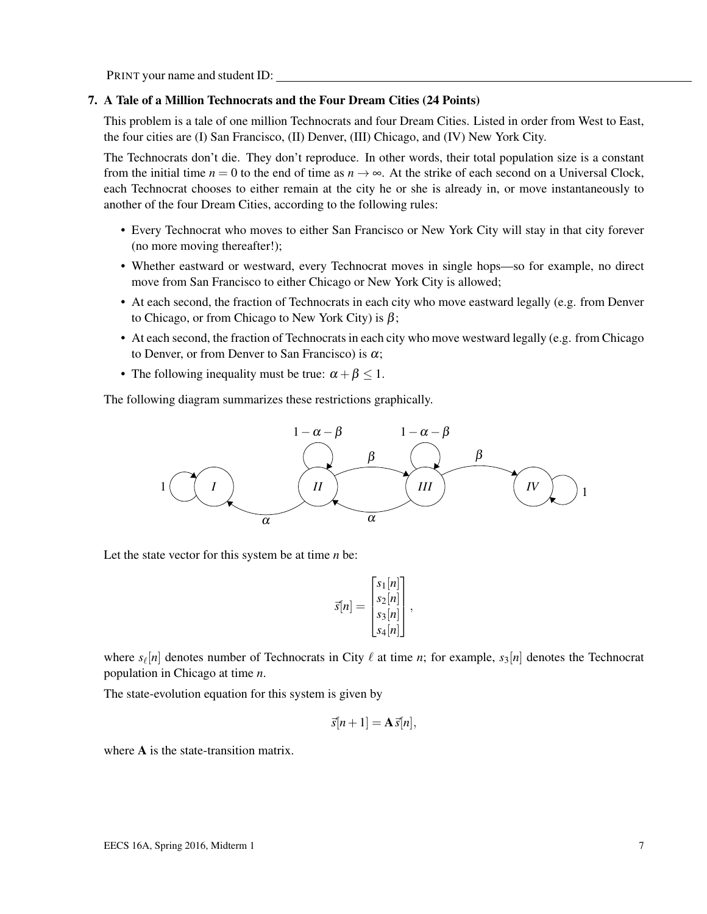PRINT your name and student ID:

### 7. A Tale of a Million Technocrats and the Four Dream Cities (24 Points)

This problem is a tale of one million Technocrats and four Dream Cities. Listed in order from West to East, the four cities are (I) San Francisco, (II) Denver, (III) Chicago, and (IV) New York City.

The Technocrats don't die. They don't reproduce. In other words, their total population size is a constant from the initial time $n = 0$ to the end of time as $n \to \infty$. At the strike of each second on a Universal Clock, each Technocrat chooses to either remain at the city he or she is already in, or move instantaneously to another of the four Dream Cities, according to the following rules:

- Every Technocrat who moves to either San Francisco or New York City will stay in that city forever (no more moving thereafter!);
- Whether eastward or westward, every Technocrat moves in single hops—so for example, no direct move from San Francisco to either Chicago or New York City is allowed;
- At each second, the fraction of Technocrats in each city who move eastward legally (e.g. from Denver to Chicago, or from Chicago to New York City) is $\beta$;
- At each second, the fraction of Technocrats in each city who move westward legally (e.g. from Chicago to Denver, or from Denver to San Francisco) is $\alpha$;
- The following inequality must be true: $\alpha + \beta \leq 1$.

The following diagram summarizes these restrictions graphically.

Let the state vector for this system be at time $n$ be:

$$\vec{s}[n] = \begin{bmatrix} s_1[n] \\ s_2[n] \\ s_3[n] \\ s_4[n] \end{bmatrix},$$

where $s_\ell[n]$ denotes number of Technocrats in City $\ell$ at time $n$; for example, $s_3[n]$ denotes the Technocrat population in Chicago at time $n$.

The state-evolution equation for this system is given by

$$\vec{s}[n+1] = \mathbf{A}\,\vec{s}[n],$$

where $\mathbf{A}$ is the state-transition matrix.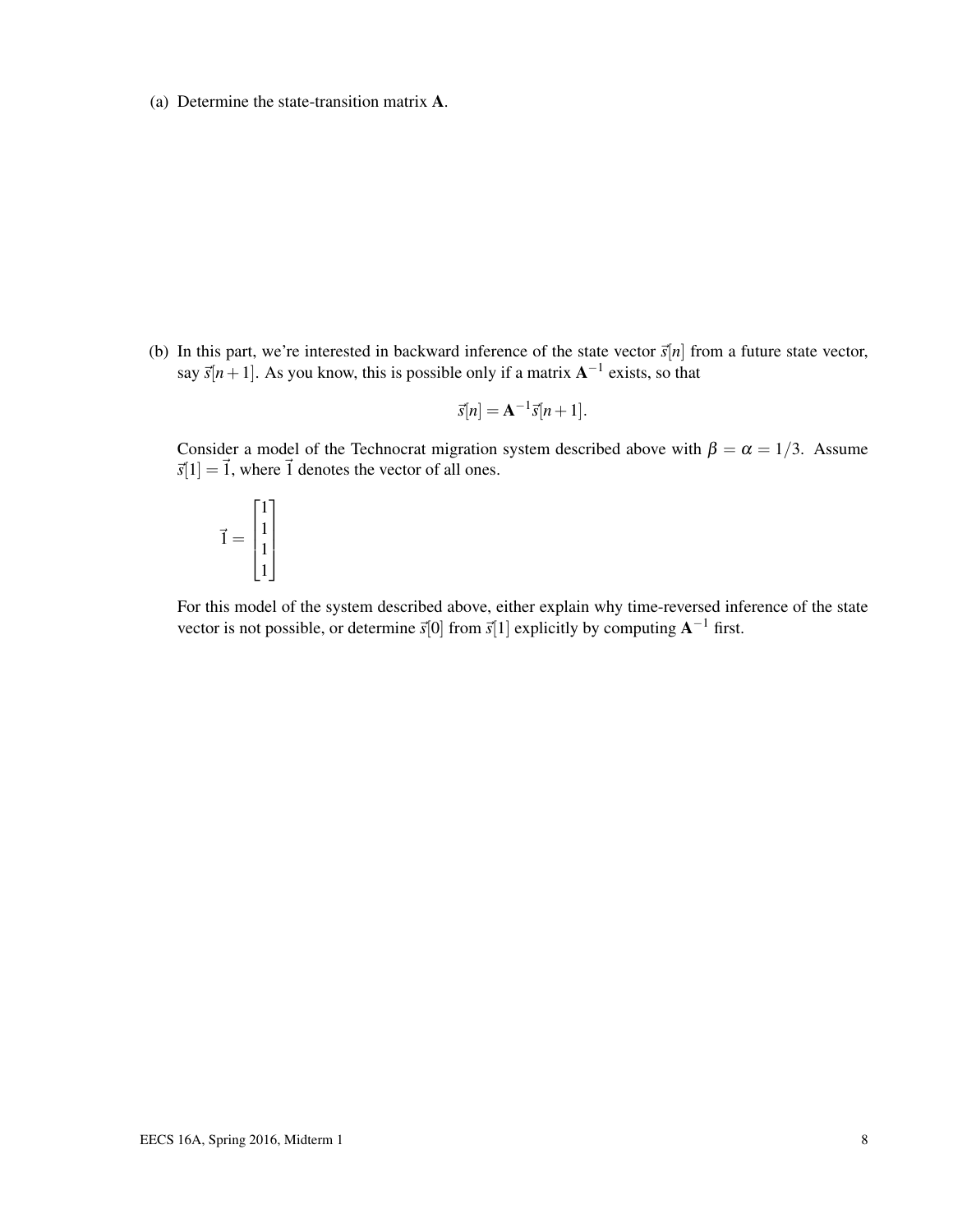(a) Determine the state-transition matrix $\mathbf{A}$.

(b) In this part, we're interested in backward inference of the state vector $\vec{s}[n]$ from a future state vector, say $\vec{s}[n+1]$. As you know, this is possible only if a matrix $\mathbf{A}^{-1}$ exists, so that

$$\vec{s}[n] = \mathbf{A}^{-1}\vec{s}[n+1].$$

Consider a model of the Technocrat migration system described above with $\beta = \alpha = 1/3$. Assume $\vec{s}[1] = \vec{1}$, where $\vec{1}$ denotes the vector of all ones.

$$\vec{1} = \begin{bmatrix} 1 \\ 1 \\ 1 \\ 1 \end{bmatrix}$$

For this model of the system described above, either explain why time-reversed inference of the state vector is not possible, or determine $\vec{s}[0]$ from $\vec{s}[1]$ explicitly by computing $\mathbf{A}^{-1}$ first.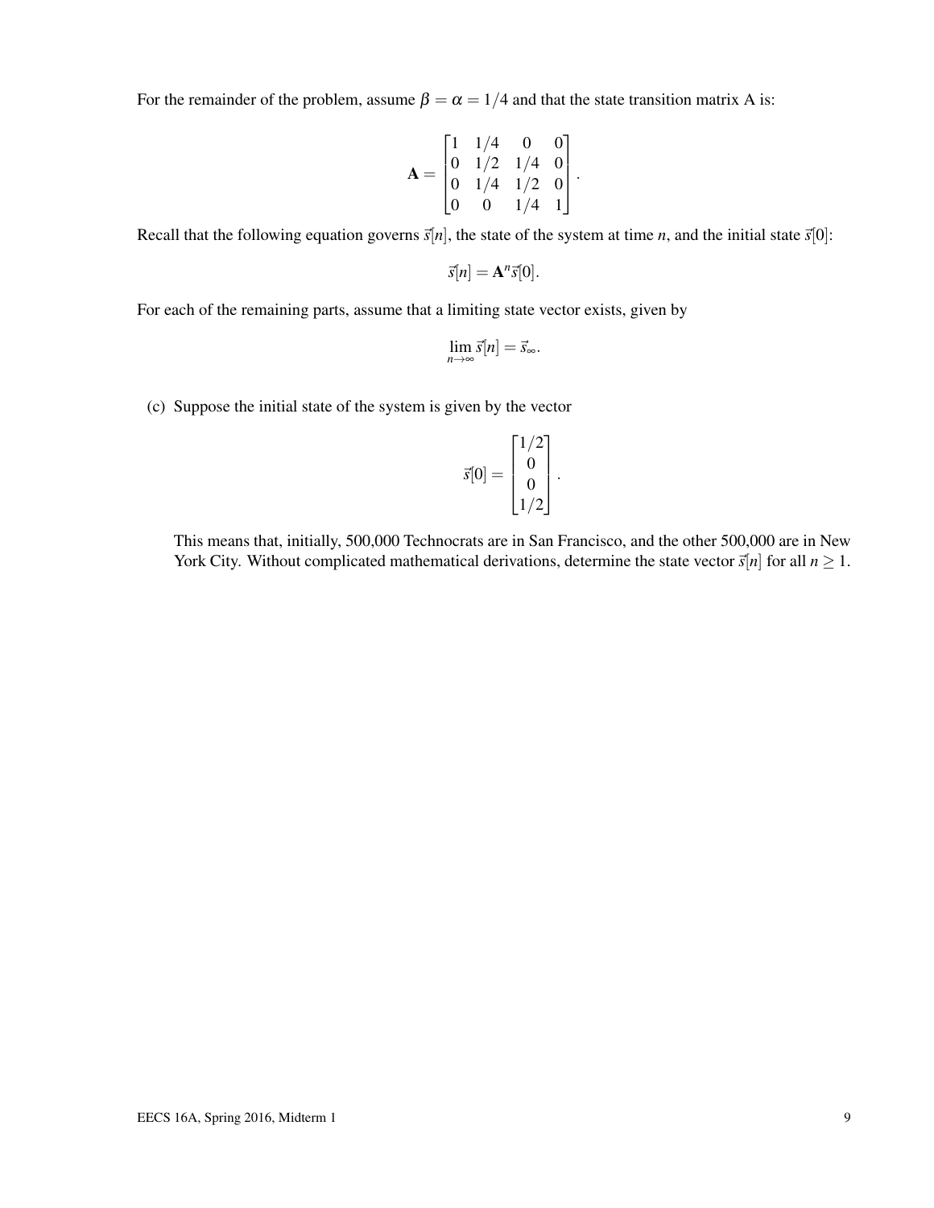For the remainder of the problem, assume $\beta = \alpha = 1/4$ and that the state transition matrix A is:

$$\mathbf{A} = \begin{bmatrix} 1 & 1/4 & 0 & 0 \\ 0 & 1/2 & 1/4 & 0 \\ 0 & 1/4 & 1/2 & 0 \\ 0 & 0 & 1/4 & 1 \end{bmatrix}.$$

Recall that the following equation governs $\vec{s}[n]$, the state of the system at time $n$, and the initial state $\vec{s}[0]$:

$$\vec{s}[n] = \mathbf{A}^n \vec{s}[0].$$

For each of the remaining parts, assume that a limiting state vector exists, given by

$$\lim_{n \to \infty} \vec{s}[n] = \vec{s}_\infty.$$

(c) Suppose the initial state of the system is given by the vector

$$\vec{s}[0] = \begin{bmatrix} 1/2 \\ 0 \\ 0 \\ 1/2 \end{bmatrix}.$$

This means that, initially, 500,000 Technocrats are in San Francisco, and the other 500,000 are in New York City. Without complicated mathematical derivations, determine the state vector $\vec{s}[n]$ for all $n \geq 1$.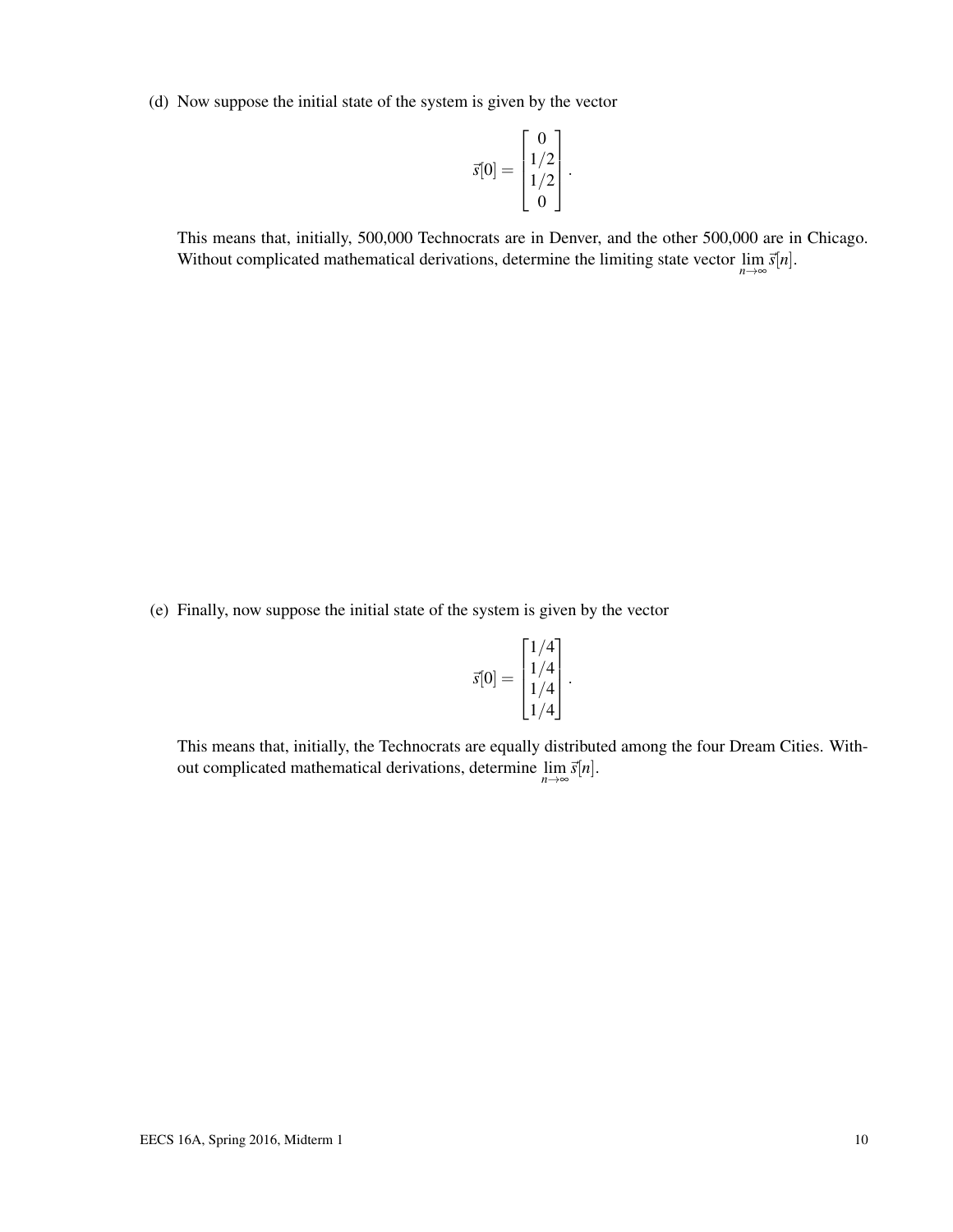(d) Now suppose the initial state of the system is given by the vector

$$\vec{s}[0] = \begin{bmatrix} 0 \\ 1/2 \\ 1/2 \\ 0 \end{bmatrix}.$$

This means that, initially, 500,000 Technocrats are in Denver, and the other 500,000 are in Chicago. Without complicated mathematical derivations, determine the limiting state vector $\lim_{n\to\infty} \vec{s}[n]$.

(e) Finally, now suppose the initial state of the system is given by the vector

$$\vec{s}[0] = \begin{bmatrix} 1/4 \\ 1/4 \\ 1/4 \\ 1/4 \end{bmatrix}.$$

This means that, initially, the Technocrats are equally distributed among the four Dream Cities. Without complicated mathematical derivations, determine $\lim_{n\to\infty} \vec{s}[n]$.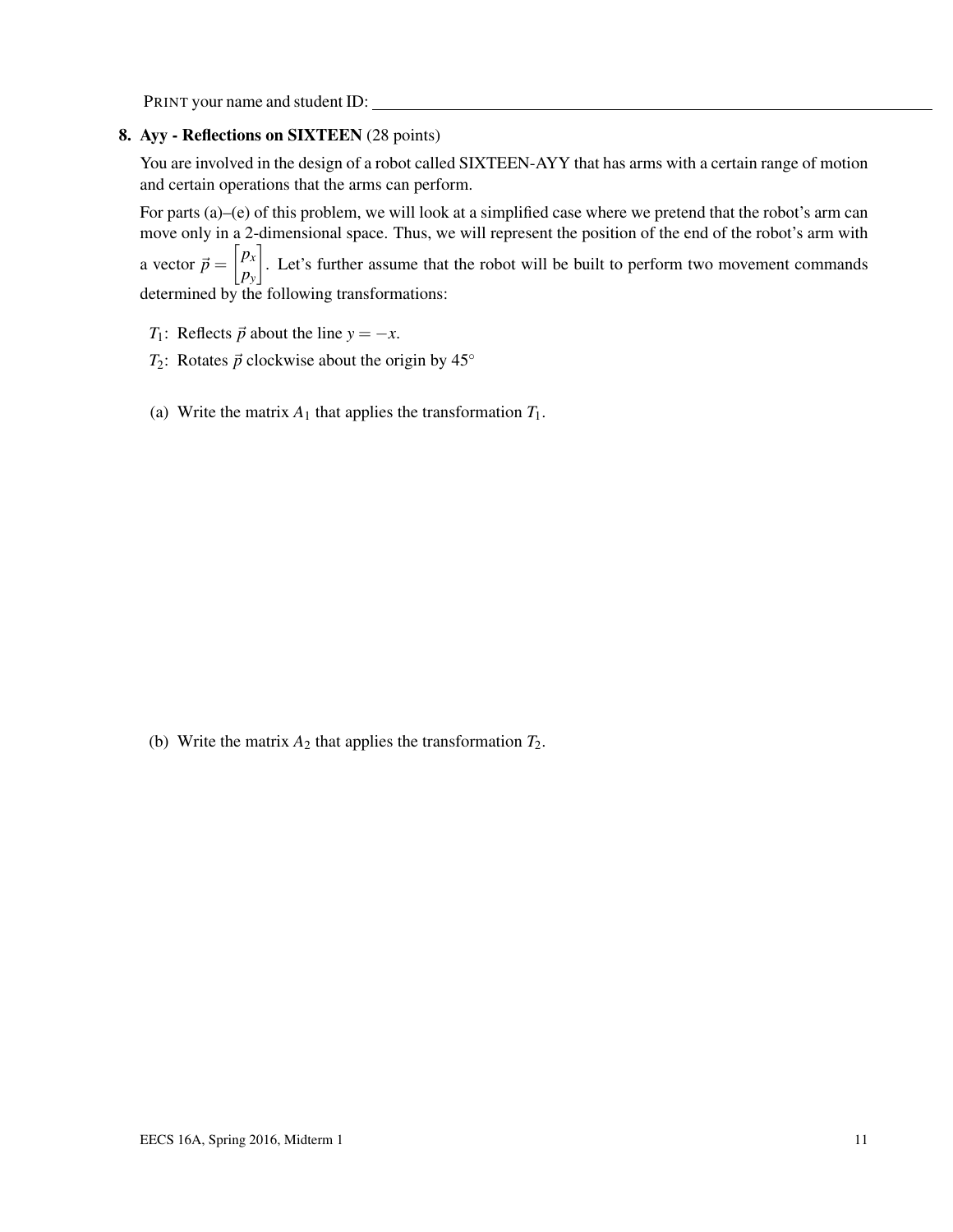PRINT your name and student ID: \_\_\_\_\_\_\_\_\_\_\_\_\_\_\_\_\_\_\_\_\_\_\_\_\_\_\_\_\_\_\_\_\_\_\_\_\_\_\_\_

### 8. Ayy - Reflections on SIXTEEN (28 points)

You are involved in the design of a robot called SIXTEEN-AYY that has arms with a certain range of motion and certain operations that the arms can perform.

For parts (a)–(e) of this problem, we will look at a simplified case where we pretend that the robot's arm can move only in a 2-dimensional space. Thus, we will represent the position of the end of the robot's arm with a vector $\vec{p} = \begin{bmatrix} p_x \\ p_y \end{bmatrix}$. Let's further assume that the robot will be built to perform two movement commands determined by the following transformations:

$T_1$: Reflects $\vec{p}$ about the line $y = -x$.

$T_2$: Rotates $\vec{p}$ clockwise about the origin by $45^\circ$

(a) Write the matrix $A_1$ that applies the transformation $T_1$.

(b) Write the matrix $A_2$ that applies the transformation $T_2$.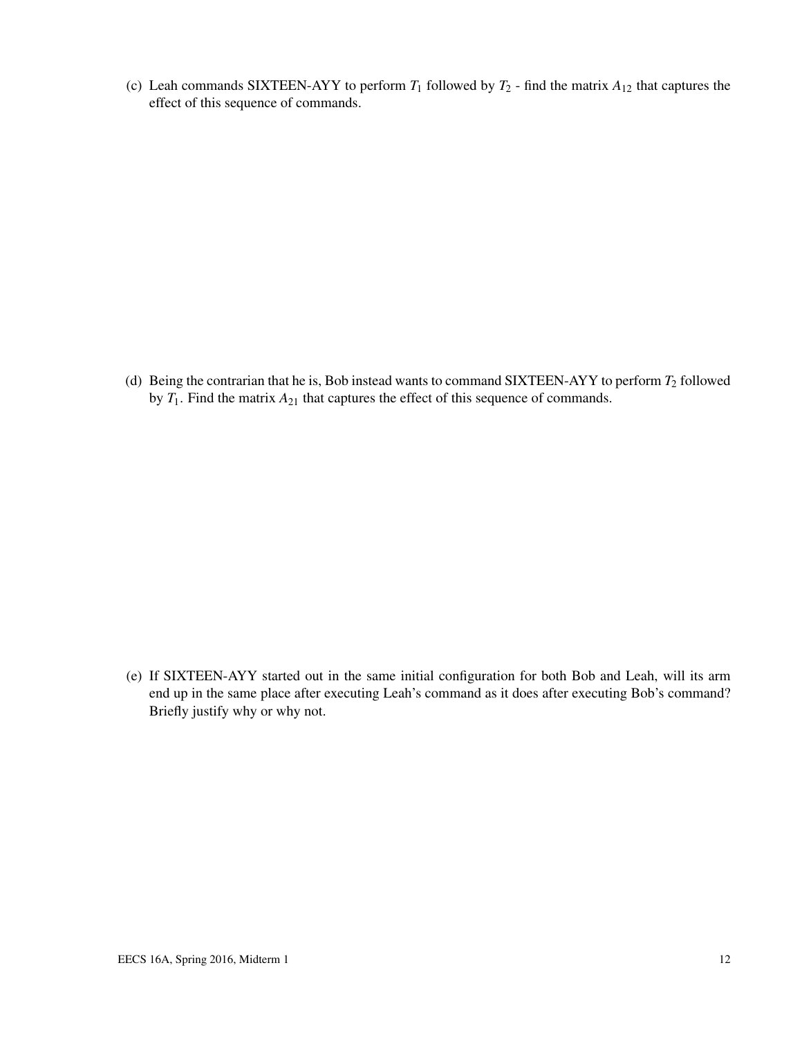(c) Leah commands SIXTEEN-AYY to perform $T_1$ followed by $T_2$ - find the matrix $A_{12}$ that captures the effect of this sequence of commands.

(d) Being the contrarian that he is, Bob instead wants to command SIXTEEN-AYY to perform $T_2$ followed by $T_1$. Find the matrix $A_{21}$ that captures the effect of this sequence of commands.

(e) If SIXTEEN-AYY started out in the same initial configuration for both Bob and Leah, will its arm end up in the same place after executing Leah's command as it does after executing Bob's command? Briefly justify why or why not.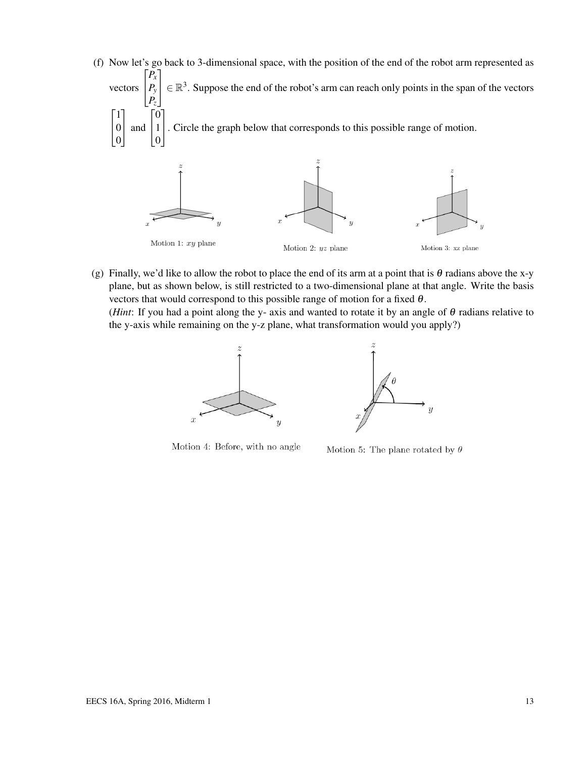(f) Now let's go back to 3-dimensional space, with the position of the end of the robot arm represented as vectors $\begin{bmatrix} P_x \\ P_y \\ P_z \end{bmatrix} \in \mathbb{R}^3$. Suppose the end of the robot's arm can reach only points in the span of the vectors $\begin{bmatrix} 1 \\ 0 \\ 0 \end{bmatrix}$ and $\begin{bmatrix} 0 \\ 1 \\ 0 \end{bmatrix}$. Circle the graph below that corresponds to this possible range of motion.

Motion 1: $xy$ plane

Motion 2: $yz$ plane

Motion 3: xz plane

(g) Finally, we'd like to allow the robot to place the end of its arm at a point that is $\theta$ radians above the x-y plane, but as shown below, is still restricted to a two-dimensional plane at that angle. Write the basis vectors that would correspond to this possible range of motion for a fixed $\theta$.

(*Hint*: If you had a point along the y- axis and wanted to rotate it by an angle of $\theta$ radians relative to the y-axis while remaining on the y-z plane, what transformation would you apply?)

Motion 4: Before, with no angle

Motion 5: The plane rotated by $\theta$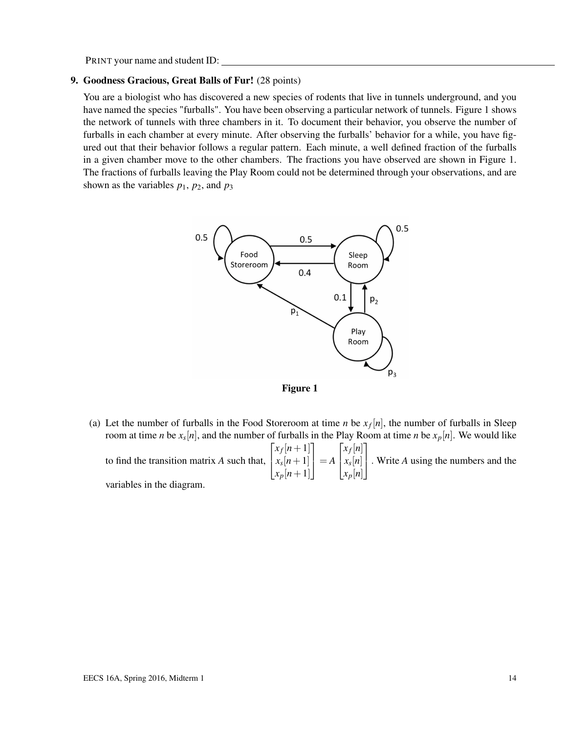PRINT your name and student ID:

**9. Goodness Gracious, Great Balls of Fur!** (28 points)

You are a biologist who has discovered a new species of rodents that live in tunnels underground, and you have named the species "furballs". You have been observing a particular network of tunnels. Figure 1 shows the network of tunnels with three chambers in it. To document their behavior, you observe the number of furballs in each chamber at every minute. After observing the furballs' behavior for a while, you have figured out that their behavior follows a regular pattern. Each minute, a well defined fraction of the furballs in a given chamber move to the other chambers. The fractions you have observed are shown in Figure 1. The fractions of furballs leaving the Play Room could not be determined through your observations, and are shown as the variables $p_1$, $p_2$, and $p_3$

**Figure 1**

(a) Let the number of furballs in the Food Storeroom at time $n$ be $x_f[n]$, the number of furballs in Sleep room at time $n$ be $x_s[n]$, and the number of furballs in the Play Room at time $n$ be $x_p[n]$. We would like to find the transition matrix $A$ such that, $\begin{bmatrix} x_f[n+1] \\ x_s[n+1] \\ x_p[n+1] \end{bmatrix} = A \begin{bmatrix} x_f[n] \\ x_s[n] \\ x_p[n] \end{bmatrix}$. Write $A$ using the numbers and the variables in the diagram.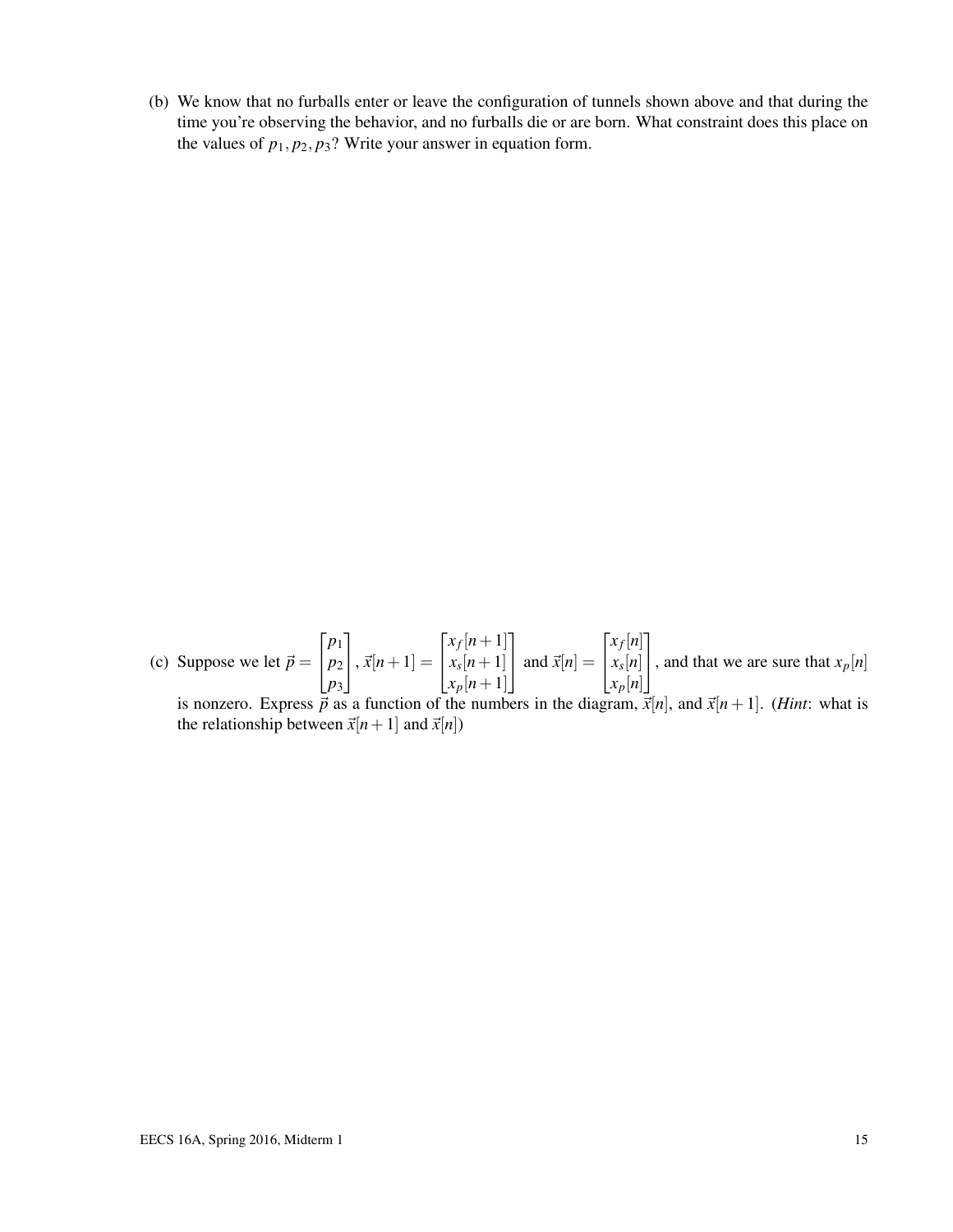(b) We know that no furballs enter or leave the configuration of tunnels shown above and that during the time you're observing the behavior, and no furballs die or are born. What constraint does this place on the values of $p_1, p_2, p_3$? Write your answer in equation form.

(c) Suppose we let $\vec{p} = \begin{bmatrix} p_1 \\ p_2 \\ p_3 \end{bmatrix}$, $\vec{x}[n+1] = \begin{bmatrix} x_f[n+1] \\ x_s[n+1] \\ x_p[n+1] \end{bmatrix}$ and $\vec{x}[n] = \begin{bmatrix} x_f[n] \\ x_s[n] \\ x_p[n] \end{bmatrix}$, and that we are sure that $x_p[n]$ is nonzero. Express $\vec{p}$ as a function of the numbers in the diagram, $\vec{x}[n]$, and $\vec{x}[n+1]$. (*Hint*: what is the relationship between $\vec{x}[n+1]$ and $\vec{x}[n]$)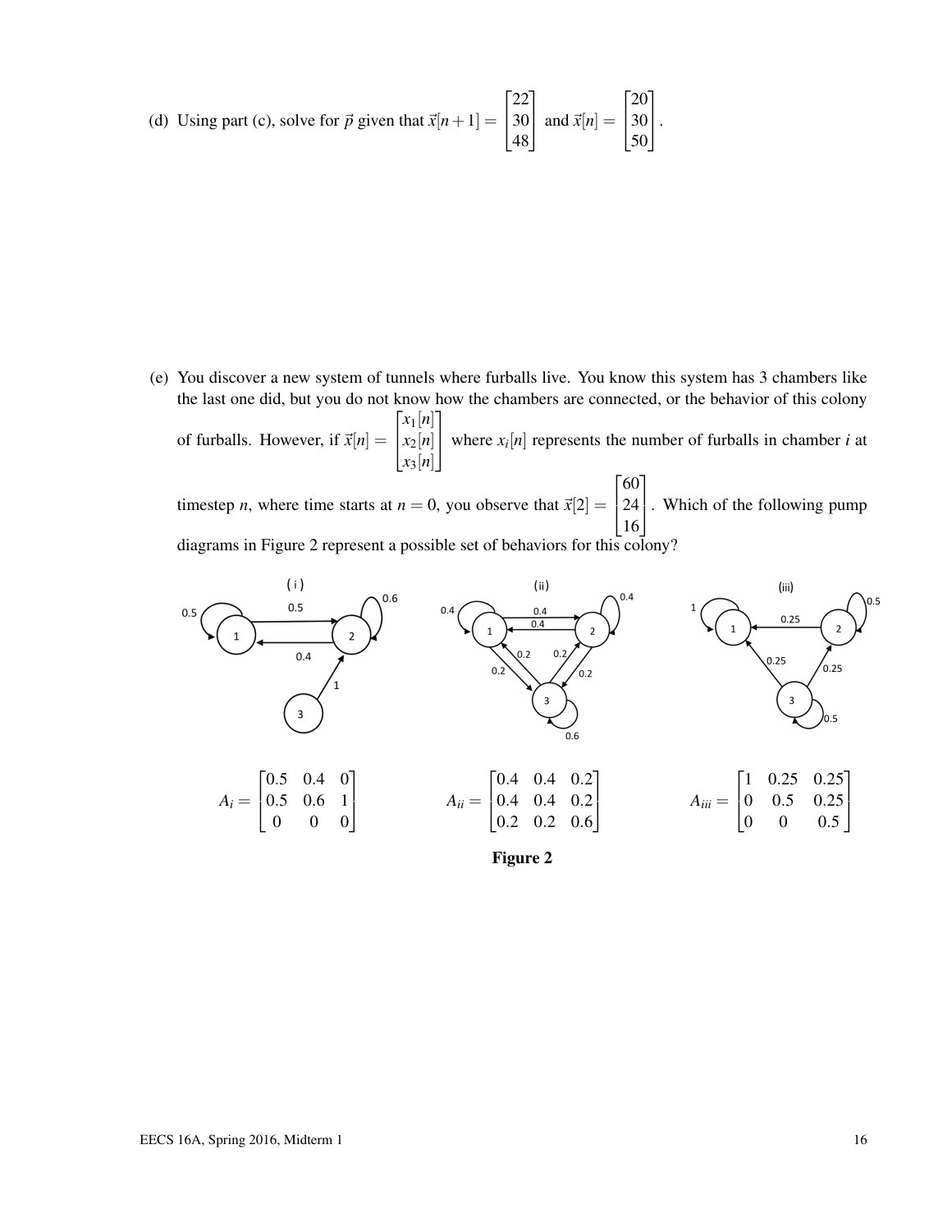(d) Using part (c), solve for $\vec{p}$ given that $\vec{x}[n+1] = \begin{bmatrix} 22 \\ 30 \\ 48 \end{bmatrix}$ and $\vec{x}[n] = \begin{bmatrix} 20 \\ 30 \\ 50 \end{bmatrix}$.

(e) You discover a new system of tunnels where furballs live. You know this system has 3 chambers like the last one did, but you do not know how the chambers are connected, or the behavior of this colony of furballs. However, if $\vec{x}[n] = \begin{bmatrix} x_1[n] \\ x_2[n] \\ x_3[n] \end{bmatrix}$ where $x_i[n]$ represents the number of furballs in chamber $i$ at timestep $n$, where time starts at $n = 0$, you observe that $\vec{x}[2] = \begin{bmatrix} 60 \\ 24 \\ 16 \end{bmatrix}$. Which of the following pump diagrams in Figure 2 represent a possible set of behaviors for this colony?

$$A_i = \begin{bmatrix} 0.5 & 0.4 & 0 \\ 0.5 & 0.6 & 1 \\ 0 & 0 & 0 \end{bmatrix} \qquad A_{ii} = \begin{bmatrix} 0.4 & 0.4 & 0.2 \\ 0.4 & 0.4 & 0.2 \\ 0.2 & 0.2 & 0.6 \end{bmatrix} \qquad A_{iii} = \begin{bmatrix} 1 & 0.25 & 0.25 \\ 0 & 0.5 & 0.25 \\ 0 & 0 & 0.5 \end{bmatrix}$$

**Figure 2**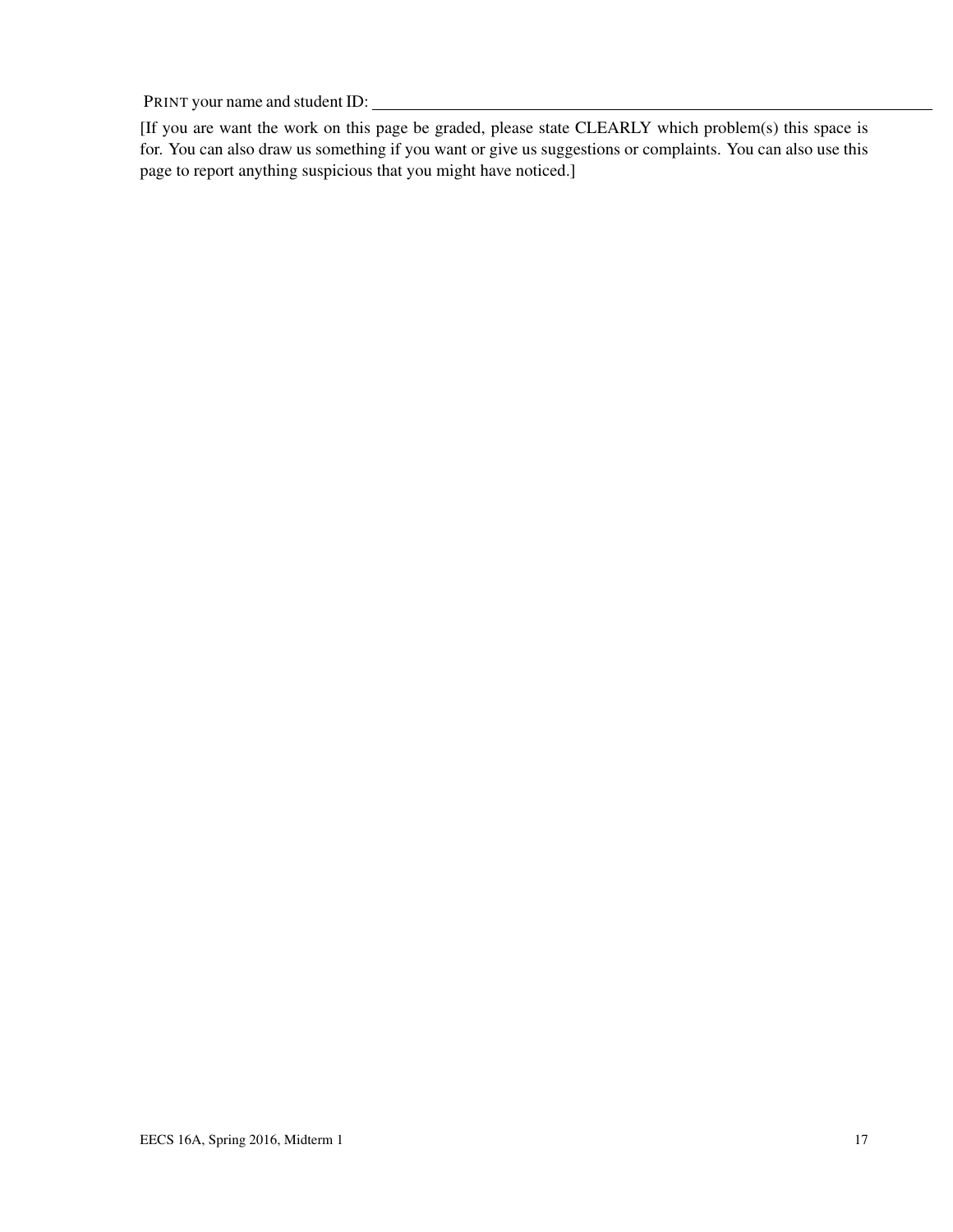PRINT your name and student ID: \_\_\_\_\_\_\_\_\_\_\_\_\_\_\_\_\_\_\_\_\_\_\_\_\_\_\_\_\_\_\_\_\_\_\_\_\_\_\_\_\_\_

[If you are want the work on this page be graded, please state CLEARLY which problem(s) this space is for. You can also draw us something if you want or give us suggestions or complaints. You can also use this page to report anything suspicious that you might have noticed.]